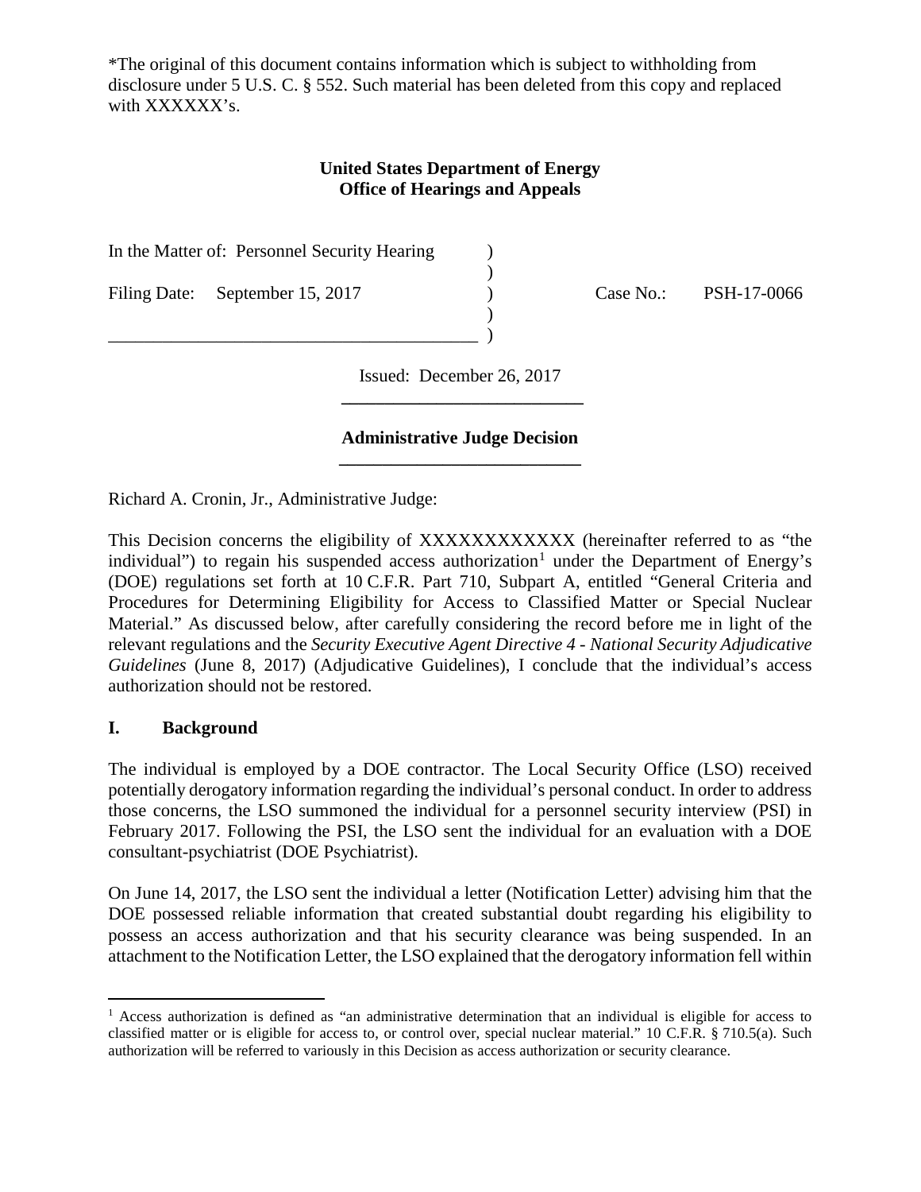*The original of this document contains information which is subject to withholding from disclosure under 5 U.S. C. § 552. Such material has been deleted from this copy and replaced with XXXXXX's.

**United States Department of Energy**
**Office of Hearings and Appeals**

| | | | |
|---|---|---|---|
| In the Matter of: Personnel Security Hearing | ) | | |
| | ) | | |
| Filing Date: September 15, 2017 | ) | Case No.: | PSH-17-0066 |
| | ) | | |
| ________________________________________ | ) | | |

Issued: December 26, 2017

**Administrative Judge Decision**

Richard A. Cronin, Jr., Administrative Judge:

This Decision concerns the eligibility of XXXXXXXXXXXX (hereinafter referred to as "the individual") to regain his suspended access authorization[1] under the Department of Energy's (DOE) regulations set forth at 10 C.F.R. Part 710, Subpart A, entitled "General Criteria and Procedures for Determining Eligibility for Access to Classified Matter or Special Nuclear Material." As discussed below, after carefully considering the record before me in light of the relevant regulations and the *Security Executive Agent Directive 4 - National Security Adjudicative Guidelines* (June 8, 2017) (Adjudicative Guidelines), I conclude that the individual's access authorization should not be restored.

## I. Background

The individual is employed by a DOE contractor. The Local Security Office (LSO) received potentially derogatory information regarding the individual's personal conduct. In order to address those concerns, the LSO summoned the individual for a personnel security interview (PSI) in February 2017. Following the PSI, the LSO sent the individual for an evaluation with a DOE consultant-psychiatrist (DOE Psychiatrist).

On June 14, 2017, the LSO sent the individual a letter (Notification Letter) advising him that the DOE possessed reliable information that created substantial doubt regarding his eligibility to possess an access authorization and that his security clearance was being suspended. In an attachment to the Notification Letter, the LSO explained that the derogatory information fell within

---

[1] Access authorization is defined as "an administrative determination that an individual is eligible for access to classified matter or is eligible for access to, or control over, special nuclear material." 10 C.F.R. § 710.5(a). Such authorization will be referred to variously in this Decision as access authorization or security clearance.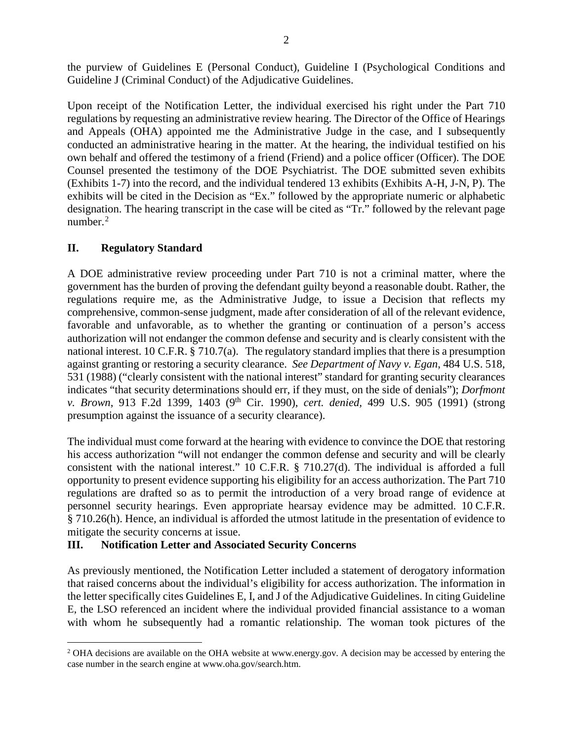the purview of Guidelines E (Personal Conduct), Guideline I (Psychological Conditions and Guideline J (Criminal Conduct) of the Adjudicative Guidelines.

Upon receipt of the Notification Letter, the individual exercised his right under the Part 710 regulations by requesting an administrative review hearing. The Director of the Office of Hearings and Appeals (OHA) appointed me the Administrative Judge in the case, and I subsequently conducted an administrative hearing in the matter. At the hearing, the individual testified on his own behalf and offered the testimony of a friend (Friend) and a police officer (Officer). The DOE Counsel presented the testimony of the DOE Psychiatrist. The DOE submitted seven exhibits (Exhibits 1-7) into the record, and the individual tendered 13 exhibits (Exhibits A-H, J-N, P). The exhibits will be cited in the Decision as "Ex." followed by the appropriate numeric or alphabetic designation. The hearing transcript in the case will be cited as "Tr." followed by the relevant page number.[2]

## II. Regulatory Standard

A DOE administrative review proceeding under Part 710 is not a criminal matter, where the government has the burden of proving the defendant guilty beyond a reasonable doubt. Rather, the regulations require me, as the Administrative Judge, to issue a Decision that reflects my comprehensive, common-sense judgment, made after consideration of all of the relevant evidence, favorable and unfavorable, as to whether the granting or continuation of a person's access authorization will not endanger the common defense and security and is clearly consistent with the national interest. 10 C.F.R. § 710.7(a). The regulatory standard implies that there is a presumption against granting or restoring a security clearance. *See Department of Navy v. Egan*, 484 U.S. 518, 531 (1988) ("clearly consistent with the national interest" standard for granting security clearances indicates "that security determinations should err, if they must, on the side of denials"); *Dorfmont v. Brown*, 913 F.2d 1399, 1403 (9th Cir. 1990), *cert. denied*, 499 U.S. 905 (1991) (strong presumption against the issuance of a security clearance).

The individual must come forward at the hearing with evidence to convince the DOE that restoring his access authorization "will not endanger the common defense and security and will be clearly consistent with the national interest." 10 C.F.R. § 710.27(d). The individual is afforded a full opportunity to present evidence supporting his eligibility for an access authorization. The Part 710 regulations are drafted so as to permit the introduction of a very broad range of evidence at personnel security hearings. Even appropriate hearsay evidence may be admitted. 10 C.F.R. § 710.26(h). Hence, an individual is afforded the utmost latitude in the presentation of evidence to mitigate the security concerns at issue.

## III. Notification Letter and Associated Security Concerns

As previously mentioned, the Notification Letter included a statement of derogatory information that raised concerns about the individual's eligibility for access authorization. The information in the letter specifically cites Guidelines E, I, and J of the Adjudicative Guidelines. In citing Guideline E, the LSO referenced an incident where the individual provided financial assistance to a woman with whom he subsequently had a romantic relationship. The woman took pictures of the

---

[2] OHA decisions are available on the OHA website at www.energy.gov. A decision may be accessed by entering the case number in the search engine at www.oha.gov/search.htm.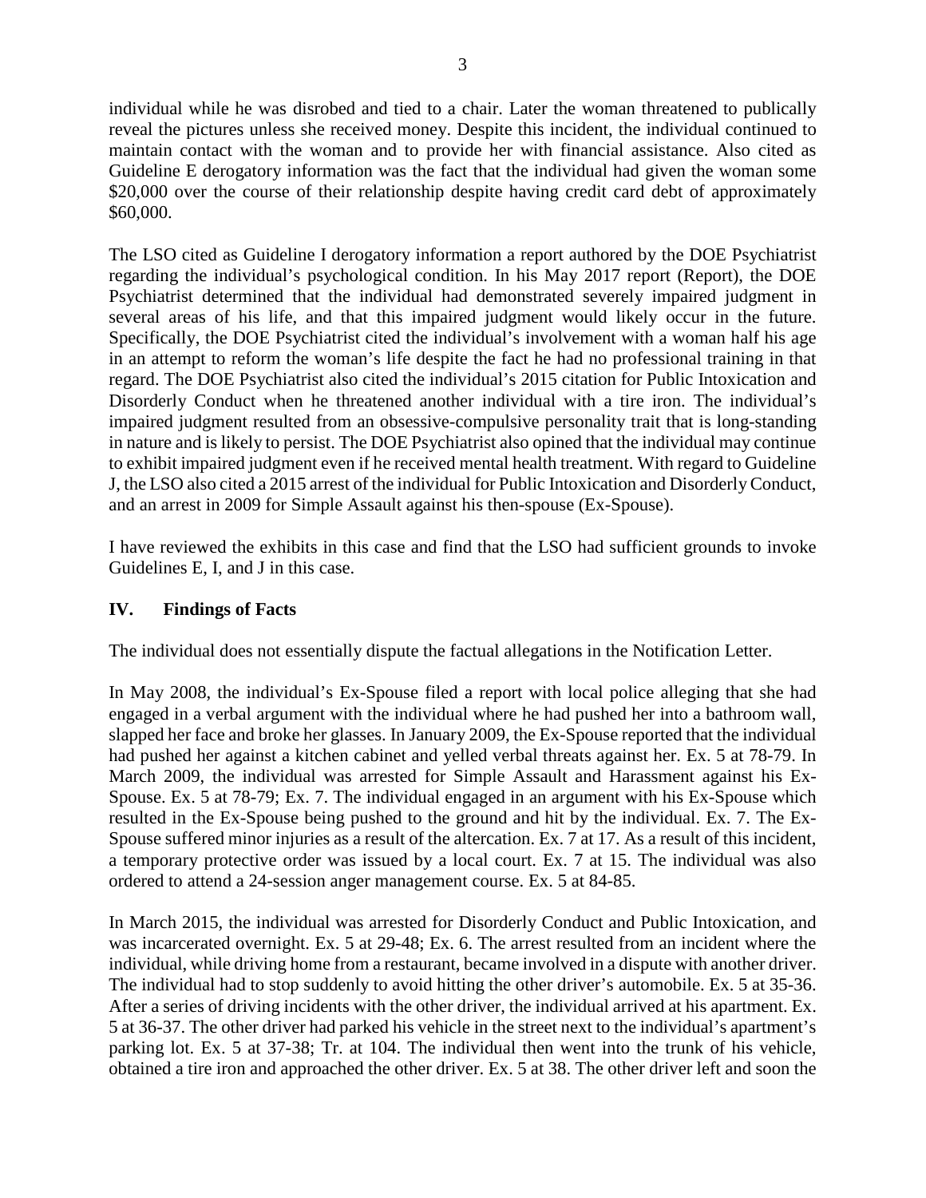individual while he was disrobed and tied to a chair. Later the woman threatened to publically reveal the pictures unless she received money. Despite this incident, the individual continued to maintain contact with the woman and to provide her with financial assistance. Also cited as Guideline E derogatory information was the fact that the individual had given the woman some $20,000 over the course of their relationship despite having credit card debt of approximately $60,000.

The LSO cited as Guideline I derogatory information a report authored by the DOE Psychiatrist regarding the individual's psychological condition. In his May 2017 report (Report), the DOE Psychiatrist determined that the individual had demonstrated severely impaired judgment in several areas of his life, and that this impaired judgment would likely occur in the future. Specifically, the DOE Psychiatrist cited the individual's involvement with a woman half his age in an attempt to reform the woman's life despite the fact he had no professional training in that regard. The DOE Psychiatrist also cited the individual's 2015 citation for Public Intoxication and Disorderly Conduct when he threatened another individual with a tire iron. The individual's impaired judgment resulted from an obsessive-compulsive personality trait that is long-standing in nature and is likely to persist. The DOE Psychiatrist also opined that the individual may continue to exhibit impaired judgment even if he received mental health treatment. With regard to Guideline J, the LSO also cited a 2015 arrest of the individual for Public Intoxication and Disorderly Conduct, and an arrest in 2009 for Simple Assault against his then-spouse (Ex-Spouse).

I have reviewed the exhibits in this case and find that the LSO had sufficient grounds to invoke Guidelines E, I, and J in this case.

## IV. Findings of Facts

The individual does not essentially dispute the factual allegations in the Notification Letter.

In May 2008, the individual's Ex-Spouse filed a report with local police alleging that she had engaged in a verbal argument with the individual where he had pushed her into a bathroom wall, slapped her face and broke her glasses. In January 2009, the Ex-Spouse reported that the individual had pushed her against a kitchen cabinet and yelled verbal threats against her. Ex. 5 at 78-79. In March 2009, the individual was arrested for Simple Assault and Harassment against his Ex-Spouse. Ex. 5 at 78-79; Ex. 7. The individual engaged in an argument with his Ex-Spouse which resulted in the Ex-Spouse being pushed to the ground and hit by the individual. Ex. 7. The Ex-Spouse suffered minor injuries as a result of the altercation. Ex. 7 at 17. As a result of this incident, a temporary protective order was issued by a local court. Ex. 7 at 15. The individual was also ordered to attend a 24-session anger management course. Ex. 5 at 84-85.

In March 2015, the individual was arrested for Disorderly Conduct and Public Intoxication, and was incarcerated overnight. Ex. 5 at 29-48; Ex. 6. The arrest resulted from an incident where the individual, while driving home from a restaurant, became involved in a dispute with another driver. The individual had to stop suddenly to avoid hitting the other driver's automobile. Ex. 5 at 35-36. After a series of driving incidents with the other driver, the individual arrived at his apartment. Ex. 5 at 36-37. The other driver had parked his vehicle in the street next to the individual's apartment's parking lot. Ex. 5 at 37-38; Tr. at 104. The individual then went into the trunk of his vehicle, obtained a tire iron and approached the other driver. Ex. 5 at 38. The other driver left and soon the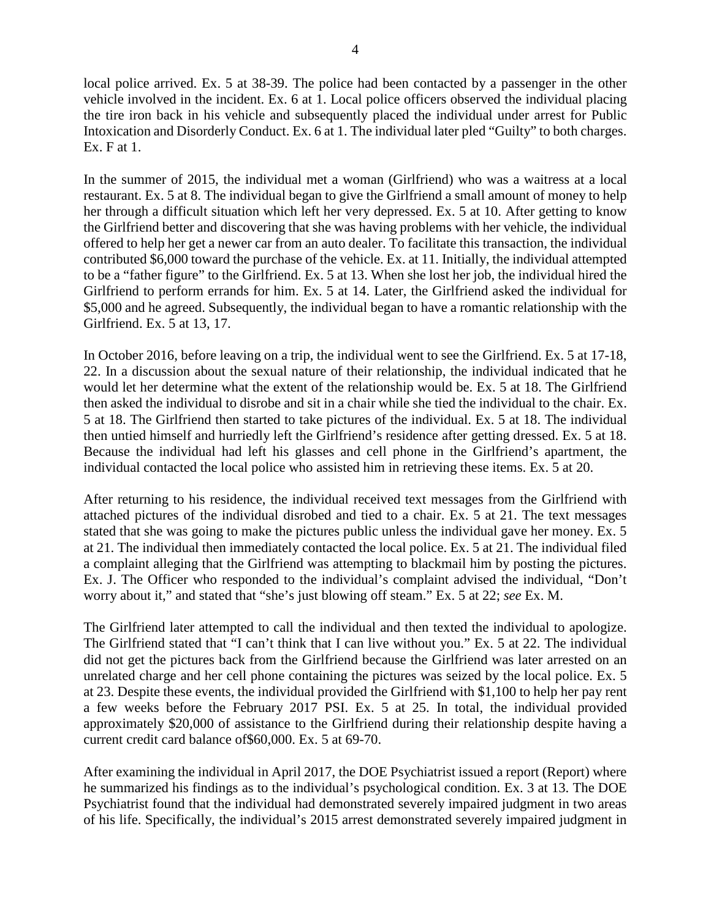local police arrived. Ex. 5 at 38-39. The police had been contacted by a passenger in the other vehicle involved in the incident. Ex. 6 at 1. Local police officers observed the individual placing the tire iron back in his vehicle and subsequently placed the individual under arrest for Public Intoxication and Disorderly Conduct. Ex. 6 at 1. The individual later pled "Guilty" to both charges. Ex. F at 1.

In the summer of 2015, the individual met a woman (Girlfriend) who was a waitress at a local restaurant. Ex. 5 at 8. The individual began to give the Girlfriend a small amount of money to help her through a difficult situation which left her very depressed. Ex. 5 at 10. After getting to know the Girlfriend better and discovering that she was having problems with her vehicle, the individual offered to help her get a newer car from an auto dealer. To facilitate this transaction, the individual contributed $6,000 toward the purchase of the vehicle. Ex. at 11. Initially, the individual attempted to be a "father figure" to the Girlfriend. Ex. 5 at 13. When she lost her job, the individual hired the Girlfriend to perform errands for him. Ex. 5 at 14. Later, the Girlfriend asked the individual for $5,000 and he agreed. Subsequently, the individual began to have a romantic relationship with the Girlfriend. Ex. 5 at 13, 17.

In October 2016, before leaving on a trip, the individual went to see the Girlfriend. Ex. 5 at 17-18, 22. In a discussion about the sexual nature of their relationship, the individual indicated that he would let her determine what the extent of the relationship would be. Ex. 5 at 18. The Girlfriend then asked the individual to disrobe and sit in a chair while she tied the individual to the chair. Ex. 5 at 18. The Girlfriend then started to take pictures of the individual. Ex. 5 at 18. The individual then untied himself and hurriedly left the Girlfriend's residence after getting dressed. Ex. 5 at 18. Because the individual had left his glasses and cell phone in the Girlfriend's apartment, the individual contacted the local police who assisted him in retrieving these items. Ex. 5 at 20.

After returning to his residence, the individual received text messages from the Girlfriend with attached pictures of the individual disrobed and tied to a chair. Ex. 5 at 21. The text messages stated that she was going to make the pictures public unless the individual gave her money. Ex. 5 at 21. The individual then immediately contacted the local police. Ex. 5 at 21. The individual filed a complaint alleging that the Girlfriend was attempting to blackmail him by posting the pictures. Ex. J. The Officer who responded to the individual's complaint advised the individual, "Don't worry about it," and stated that "she's just blowing off steam." Ex. 5 at 22; *see* Ex. M.

The Girlfriend later attempted to call the individual and then texted the individual to apologize. The Girlfriend stated that "I can't think that I can live without you." Ex. 5 at 22. The individual did not get the pictures back from the Girlfriend because the Girlfriend was later arrested on an unrelated charge and her cell phone containing the pictures was seized by the local police. Ex. 5 at 23. Despite these events, the individual provided the Girlfriend with $1,100 to help her pay rent a few weeks before the February 2017 PSI. Ex. 5 at 25. In total, the individual provided approximately $20,000 of assistance to the Girlfriend during their relationship despite having a current credit card balance of$60,000. Ex. 5 at 69-70.

After examining the individual in April 2017, the DOE Psychiatrist issued a report (Report) where he summarized his findings as to the individual's psychological condition. Ex. 3 at 13. The DOE Psychiatrist found that the individual had demonstrated severely impaired judgment in two areas of his life. Specifically, the individual's 2015 arrest demonstrated severely impaired judgment in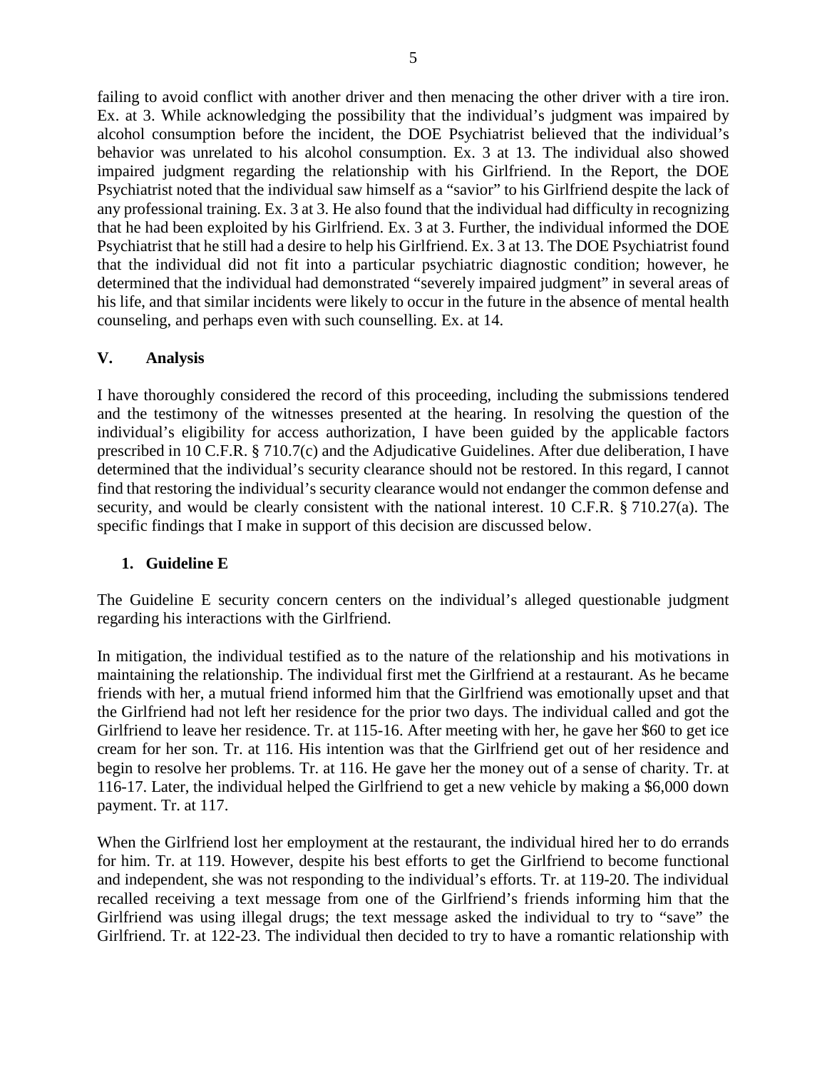failing to avoid conflict with another driver and then menacing the other driver with a tire iron. Ex. at 3. While acknowledging the possibility that the individual's judgment was impaired by alcohol consumption before the incident, the DOE Psychiatrist believed that the individual's behavior was unrelated to his alcohol consumption. Ex. 3 at 13. The individual also showed impaired judgment regarding the relationship with his Girlfriend. In the Report, the DOE Psychiatrist noted that the individual saw himself as a "savior" to his Girlfriend despite the lack of any professional training. Ex. 3 at 3. He also found that the individual had difficulty in recognizing that he had been exploited by his Girlfriend. Ex. 3 at 3. Further, the individual informed the DOE Psychiatrist that he still had a desire to help his Girlfriend. Ex. 3 at 13. The DOE Psychiatrist found that the individual did not fit into a particular psychiatric diagnostic condition; however, he determined that the individual had demonstrated "severely impaired judgment" in several areas of his life, and that similar incidents were likely to occur in the future in the absence of mental health counseling, and perhaps even with such counselling. Ex. at 14.

## V. Analysis

I have thoroughly considered the record of this proceeding, including the submissions tendered and the testimony of the witnesses presented at the hearing. In resolving the question of the individual's eligibility for access authorization, I have been guided by the applicable factors prescribed in 10 C.F.R. § 710.7(c) and the Adjudicative Guidelines. After due deliberation, I have determined that the individual's security clearance should not be restored. In this regard, I cannot find that restoring the individual's security clearance would not endanger the common defense and security, and would be clearly consistent with the national interest. 10 C.F.R. § 710.27(a). The specific findings that I make in support of this decision are discussed below.

### 1. Guideline E

The Guideline E security concern centers on the individual's alleged questionable judgment regarding his interactions with the Girlfriend.

In mitigation, the individual testified as to the nature of the relationship and his motivations in maintaining the relationship. The individual first met the Girlfriend at a restaurant. As he became friends with her, a mutual friend informed him that the Girlfriend was emotionally upset and that the Girlfriend had not left her residence for the prior two days. The individual called and got the Girlfriend to leave her residence. Tr. at 115-16. After meeting with her, he gave her $60 to get ice cream for her son. Tr. at 116. His intention was that the Girlfriend get out of her residence and begin to resolve her problems. Tr. at 116. He gave her the money out of a sense of charity. Tr. at 116-17. Later, the individual helped the Girlfriend to get a new vehicle by making a $6,000 down payment. Tr. at 117.

When the Girlfriend lost her employment at the restaurant, the individual hired her to do errands for him. Tr. at 119. However, despite his best efforts to get the Girlfriend to become functional and independent, she was not responding to the individual's efforts. Tr. at 119-20. The individual recalled receiving a text message from one of the Girlfriend's friends informing him that the Girlfriend was using illegal drugs; the text message asked the individual to try to "save" the Girlfriend. Tr. at 122-23. The individual then decided to try to have a romantic relationship with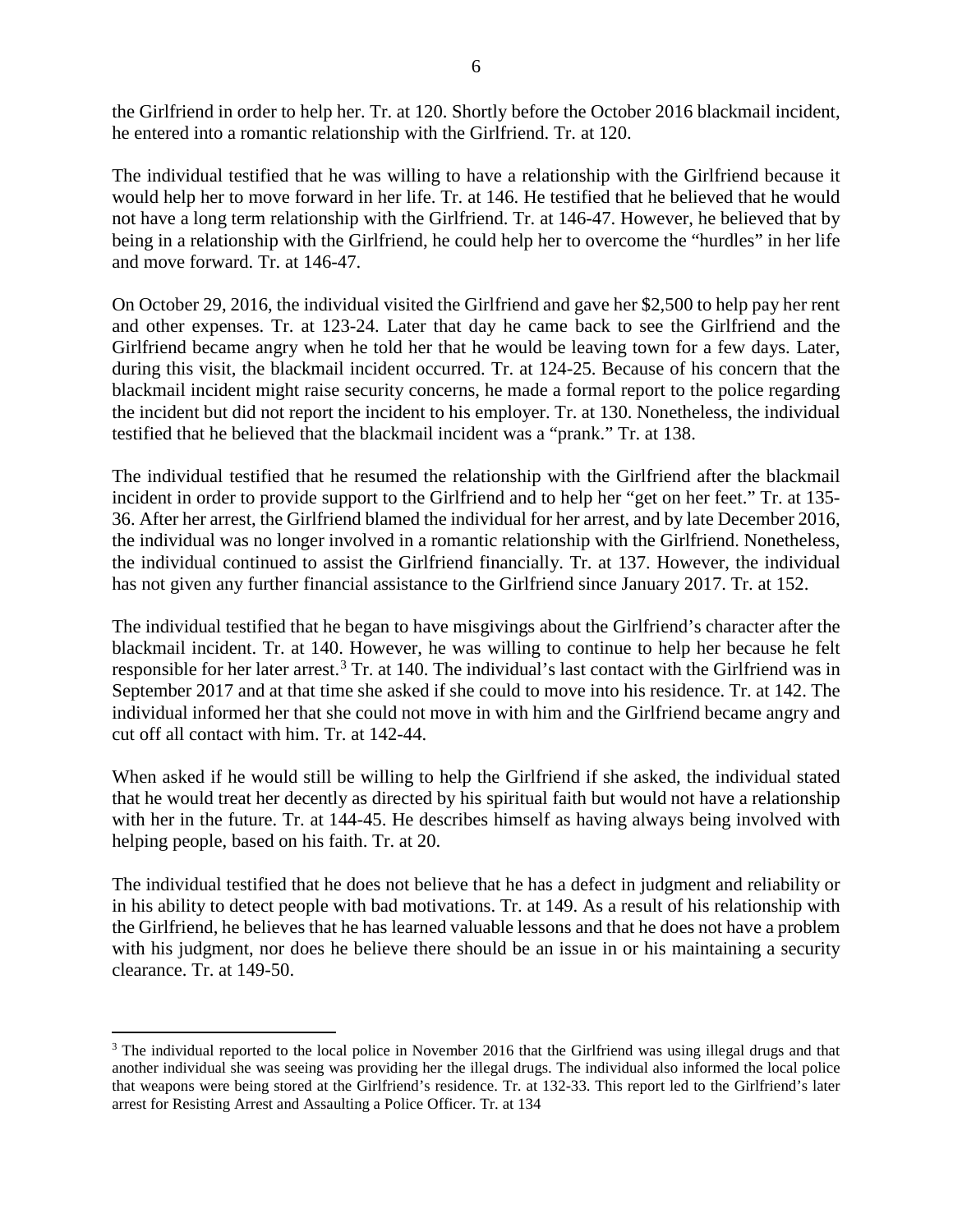the Girlfriend in order to help her. Tr. at 120. Shortly before the October 2016 blackmail incident, he entered into a romantic relationship with the Girlfriend. Tr. at 120.

The individual testified that he was willing to have a relationship with the Girlfriend because it would help her to move forward in her life. Tr. at 146. He testified that he believed that he would not have a long term relationship with the Girlfriend. Tr. at 146-47. However, he believed that by being in a relationship with the Girlfriend, he could help her to overcome the "hurdles" in her life and move forward. Tr. at 146-47.

On October 29, 2016, the individual visited the Girlfriend and gave her $2,500 to help pay her rent and other expenses. Tr. at 123-24. Later that day he came back to see the Girlfriend and the Girlfriend became angry when he told her that he would be leaving town for a few days. Later, during this visit, the blackmail incident occurred. Tr. at 124-25. Because of his concern that the blackmail incident might raise security concerns, he made a formal report to the police regarding the incident but did not report the incident to his employer. Tr. at 130. Nonetheless, the individual testified that he believed that the blackmail incident was a "prank." Tr. at 138.

The individual testified that he resumed the relationship with the Girlfriend after the blackmail incident in order to provide support to the Girlfriend and to help her "get on her feet." Tr. at 135-36. After her arrest, the Girlfriend blamed the individual for her arrest, and by late December 2016, the individual was no longer involved in a romantic relationship with the Girlfriend. Nonetheless, the individual continued to assist the Girlfriend financially. Tr. at 137. However, the individual has not given any further financial assistance to the Girlfriend since January 2017. Tr. at 152.

The individual testified that he began to have misgivings about the Girlfriend's character after the blackmail incident. Tr. at 140. However, he was willing to continue to help her because he felt responsible for her later arrest.[3] Tr. at 140. The individual's last contact with the Girlfriend was in September 2017 and at that time she asked if she could to move into his residence. Tr. at 142. The individual informed her that she could not move in with him and the Girlfriend became angry and cut off all contact with him. Tr. at 142-44.

When asked if he would still be willing to help the Girlfriend if she asked, the individual stated that he would treat her decently as directed by his spiritual faith but would not have a relationship with her in the future. Tr. at 144-45. He describes himself as having always being involved with helping people, based on his faith. Tr. at 20.

The individual testified that he does not believe that he has a defect in judgment and reliability or in his ability to detect people with bad motivations. Tr. at 149. As a result of his relationship with the Girlfriend, he believes that he has learned valuable lessons and that he does not have a problem with his judgment, nor does he believe there should be an issue in or his maintaining a security clearance. Tr. at 149-50.

[3] The individual reported to the local police in November 2016 that the Girlfriend was using illegal drugs and that another individual she was seeing was providing her the illegal drugs. The individual also informed the local police that weapons were being stored at the Girlfriend's residence. Tr. at 132-33. This report led to the Girlfriend's later arrest for Resisting Arrest and Assaulting a Police Officer. Tr. at 134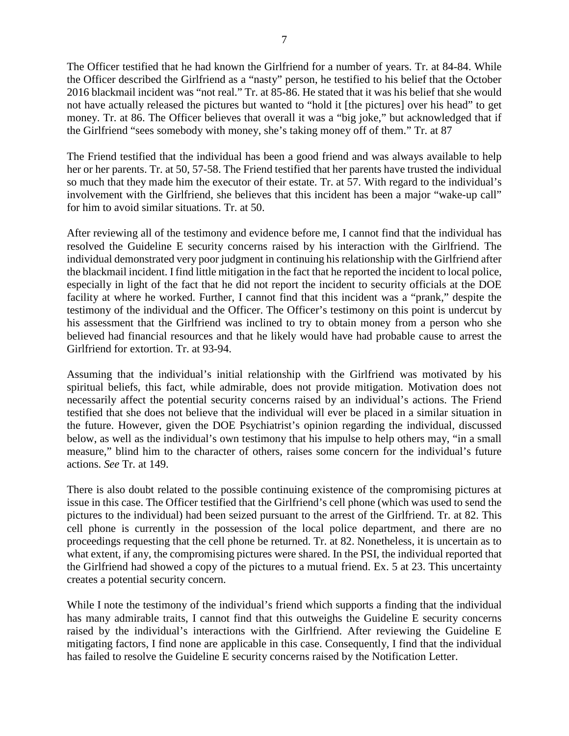The Officer testified that he had known the Girlfriend for a number of years. Tr. at 84-84. While the Officer described the Girlfriend as a "nasty" person, he testified to his belief that the October 2016 blackmail incident was "not real." Tr. at 85-86. He stated that it was his belief that she would not have actually released the pictures but wanted to "hold it [the pictures] over his head" to get money. Tr. at 86. The Officer believes that overall it was a "big joke," but acknowledged that if the Girlfriend "sees somebody with money, she's taking money off of them." Tr. at 87

The Friend testified that the individual has been a good friend and was always available to help her or her parents. Tr. at 50, 57-58. The Friend testified that her parents have trusted the individual so much that they made him the executor of their estate. Tr. at 57. With regard to the individual's involvement with the Girlfriend, she believes that this incident has been a major "wake-up call" for him to avoid similar situations. Tr. at 50.

After reviewing all of the testimony and evidence before me, I cannot find that the individual has resolved the Guideline E security concerns raised by his interaction with the Girlfriend. The individual demonstrated very poor judgment in continuing his relationship with the Girlfriend after the blackmail incident. I find little mitigation in the fact that he reported the incident to local police, especially in light of the fact that he did not report the incident to security officials at the DOE facility at where he worked. Further, I cannot find that this incident was a "prank," despite the testimony of the individual and the Officer. The Officer's testimony on this point is undercut by his assessment that the Girlfriend was inclined to try to obtain money from a person who she believed had financial resources and that he likely would have had probable cause to arrest the Girlfriend for extortion. Tr. at 93-94.

Assuming that the individual's initial relationship with the Girlfriend was motivated by his spiritual beliefs, this fact, while admirable, does not provide mitigation. Motivation does not necessarily affect the potential security concerns raised by an individual's actions. The Friend testified that she does not believe that the individual will ever be placed in a similar situation in the future. However, given the DOE Psychiatrist's opinion regarding the individual, discussed below, as well as the individual's own testimony that his impulse to help others may, "in a small measure," blind him to the character of others, raises some concern for the individual's future actions. *See* Tr. at 149.

There is also doubt related to the possible continuing existence of the compromising pictures at issue in this case. The Officer testified that the Girlfriend's cell phone (which was used to send the pictures to the individual) had been seized pursuant to the arrest of the Girlfriend. Tr. at 82. This cell phone is currently in the possession of the local police department, and there are no proceedings requesting that the cell phone be returned. Tr. at 82. Nonetheless, it is uncertain as to what extent, if any, the compromising pictures were shared. In the PSI, the individual reported that the Girlfriend had showed a copy of the pictures to a mutual friend. Ex. 5 at 23. This uncertainty creates a potential security concern.

While I note the testimony of the individual's friend which supports a finding that the individual has many admirable traits, I cannot find that this outweighs the Guideline E security concerns raised by the individual's interactions with the Girlfriend. After reviewing the Guideline E mitigating factors, I find none are applicable in this case. Consequently, I find that the individual has failed to resolve the Guideline E security concerns raised by the Notification Letter.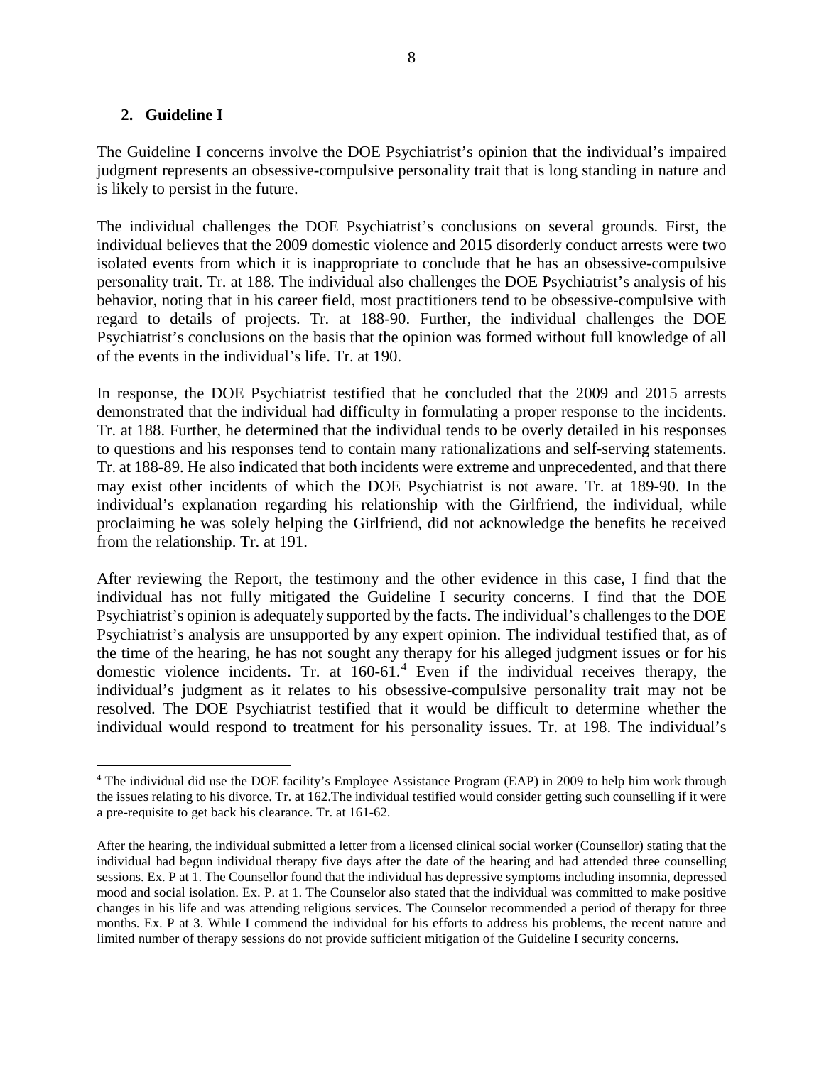## 2. Guideline I

The Guideline I concerns involve the DOE Psychiatrist's opinion that the individual's impaired judgment represents an obsessive-compulsive personality trait that is long standing in nature and is likely to persist in the future.

The individual challenges the DOE Psychiatrist's conclusions on several grounds. First, the individual believes that the 2009 domestic violence and 2015 disorderly conduct arrests were two isolated events from which it is inappropriate to conclude that he has an obsessive-compulsive personality trait. Tr. at 188. The individual also challenges the DOE Psychiatrist's analysis of his behavior, noting that in his career field, most practitioners tend to be obsessive-compulsive with regard to details of projects. Tr. at 188-90. Further, the individual challenges the DOE Psychiatrist's conclusions on the basis that the opinion was formed without full knowledge of all of the events in the individual's life. Tr. at 190.

In response, the DOE Psychiatrist testified that he concluded that the 2009 and 2015 arrests demonstrated that the individual had difficulty in formulating a proper response to the incidents. Tr. at 188. Further, he determined that the individual tends to be overly detailed in his responses to questions and his responses tend to contain many rationalizations and self-serving statements. Tr. at 188-89. He also indicated that both incidents were extreme and unprecedented, and that there may exist other incidents of which the DOE Psychiatrist is not aware. Tr. at 189-90. In the individual's explanation regarding his relationship with the Girlfriend, the individual, while proclaiming he was solely helping the Girlfriend, did not acknowledge the benefits he received from the relationship. Tr. at 191.

After reviewing the Report, the testimony and the other evidence in this case, I find that the individual has not fully mitigated the Guideline I security concerns. I find that the DOE Psychiatrist's opinion is adequately supported by the facts. The individual's challenges to the DOE Psychiatrist's analysis are unsupported by any expert opinion. The individual testified that, as of the time of the hearing, he has not sought any therapy for his alleged judgment issues or for his domestic violence incidents. Tr. at 160-61.[4] Even if the individual receives therapy, the individual's judgment as it relates to his obsessive-compulsive personality trait may not be resolved. The DOE Psychiatrist testified that it would be difficult to determine whether the individual would respond to treatment for his personality issues. Tr. at 198. The individual's

---

[4] The individual did use the DOE facility's Employee Assistance Program (EAP) in 2009 to help him work through the issues relating to his divorce. Tr. at 162.The individual testified would consider getting such counselling if it were a pre-requisite to get back his clearance. Tr. at 161-62.

After the hearing, the individual submitted a letter from a licensed clinical social worker (Counsellor) stating that the individual had begun individual therapy five days after the date of the hearing and had attended three counselling sessions. Ex. P at 1. The Counsellor found that the individual has depressive symptoms including insomnia, depressed mood and social isolation. Ex. P. at 1. The Counselor also stated that the individual was committed to make positive changes in his life and was attending religious services. The Counselor recommended a period of therapy for three months. Ex. P at 3. While I commend the individual for his efforts to address his problems, the recent nature and limited number of therapy sessions do not provide sufficient mitigation of the Guideline I security concerns.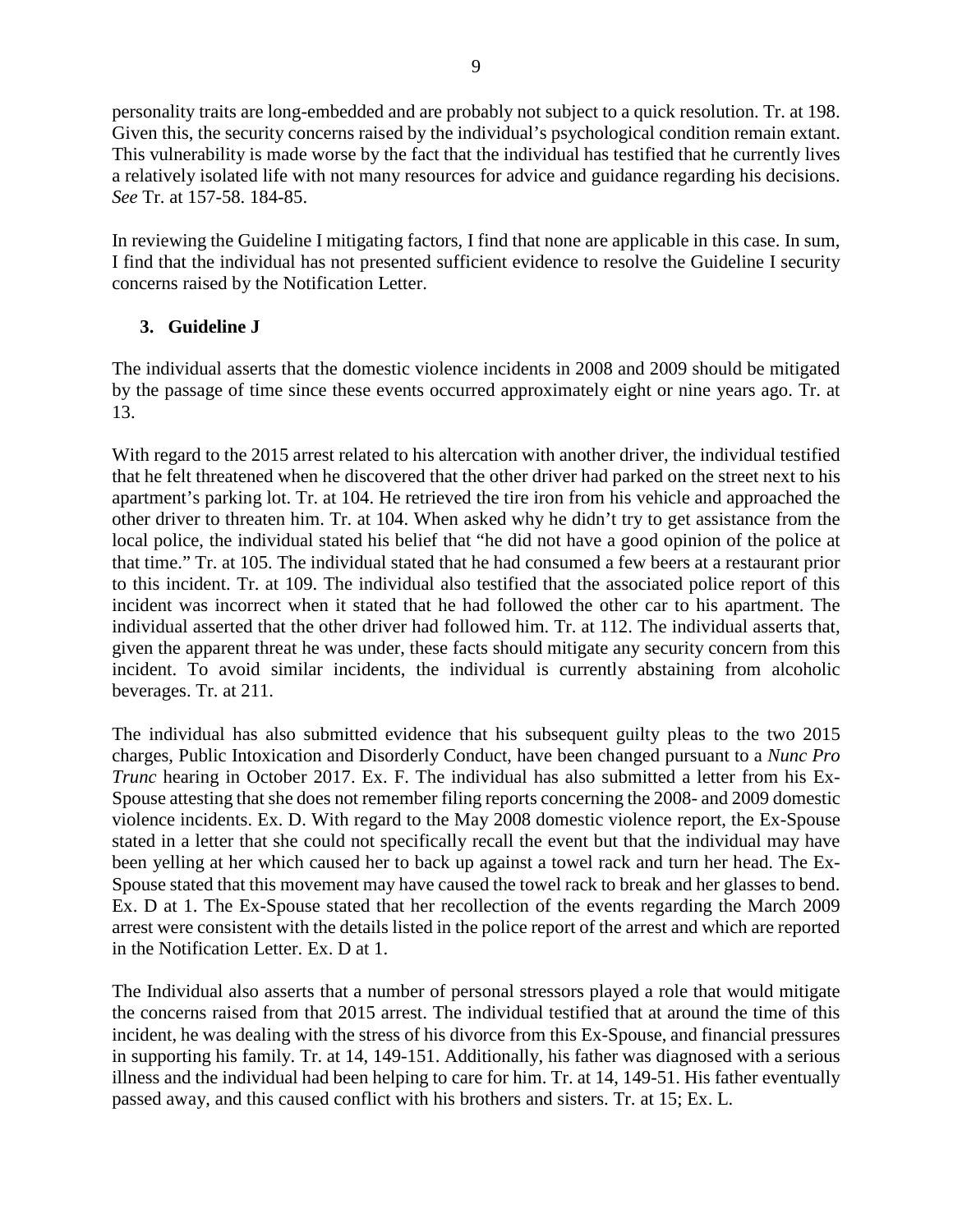personality traits are long-embedded and are probably not subject to a quick resolution. Tr. at 198. Given this, the security concerns raised by the individual's psychological condition remain extant. This vulnerability is made worse by the fact that the individual has testified that he currently lives a relatively isolated life with not many resources for advice and guidance regarding his decisions. *See* Tr. at 157-58. 184-85.

In reviewing the Guideline I mitigating factors, I find that none are applicable in this case. In sum, I find that the individual has not presented sufficient evidence to resolve the Guideline I security concerns raised by the Notification Letter.

### 3. Guideline J

The individual asserts that the domestic violence incidents in 2008 and 2009 should be mitigated by the passage of time since these events occurred approximately eight or nine years ago. Tr. at 13.

With regard to the 2015 arrest related to his altercation with another driver, the individual testified that he felt threatened when he discovered that the other driver had parked on the street next to his apartment's parking lot. Tr. at 104. He retrieved the tire iron from his vehicle and approached the other driver to threaten him. Tr. at 104. When asked why he didn't try to get assistance from the local police, the individual stated his belief that "he did not have a good opinion of the police at that time." Tr. at 105. The individual stated that he had consumed a few beers at a restaurant prior to this incident. Tr. at 109. The individual also testified that the associated police report of this incident was incorrect when it stated that he had followed the other car to his apartment. The individual asserted that the other driver had followed him. Tr. at 112. The individual asserts that, given the apparent threat he was under, these facts should mitigate any security concern from this incident. To avoid similar incidents, the individual is currently abstaining from alcoholic beverages. Tr. at 211.

The individual has also submitted evidence that his subsequent guilty pleas to the two 2015 charges, Public Intoxication and Disorderly Conduct, have been changed pursuant to a *Nunc Pro Trunc* hearing in October 2017. Ex. F. The individual has also submitted a letter from his Ex-Spouse attesting that she does not remember filing reports concerning the 2008- and 2009 domestic violence incidents. Ex. D. With regard to the May 2008 domestic violence report, the Ex-Spouse stated in a letter that she could not specifically recall the event but that the individual may have been yelling at her which caused her to back up against a towel rack and turn her head. The Ex-Spouse stated that this movement may have caused the towel rack to break and her glasses to bend. Ex. D at 1. The Ex-Spouse stated that her recollection of the events regarding the March 2009 arrest were consistent with the details listed in the police report of the arrest and which are reported in the Notification Letter. Ex. D at 1.

The Individual also asserts that a number of personal stressors played a role that would mitigate the concerns raised from that 2015 arrest. The individual testified that at around the time of this incident, he was dealing with the stress of his divorce from this Ex-Spouse, and financial pressures in supporting his family. Tr. at 14, 149-151. Additionally, his father was diagnosed with a serious illness and the individual had been helping to care for him. Tr. at 14, 149-51. His father eventually passed away, and this caused conflict with his brothers and sisters. Tr. at 15; Ex. L.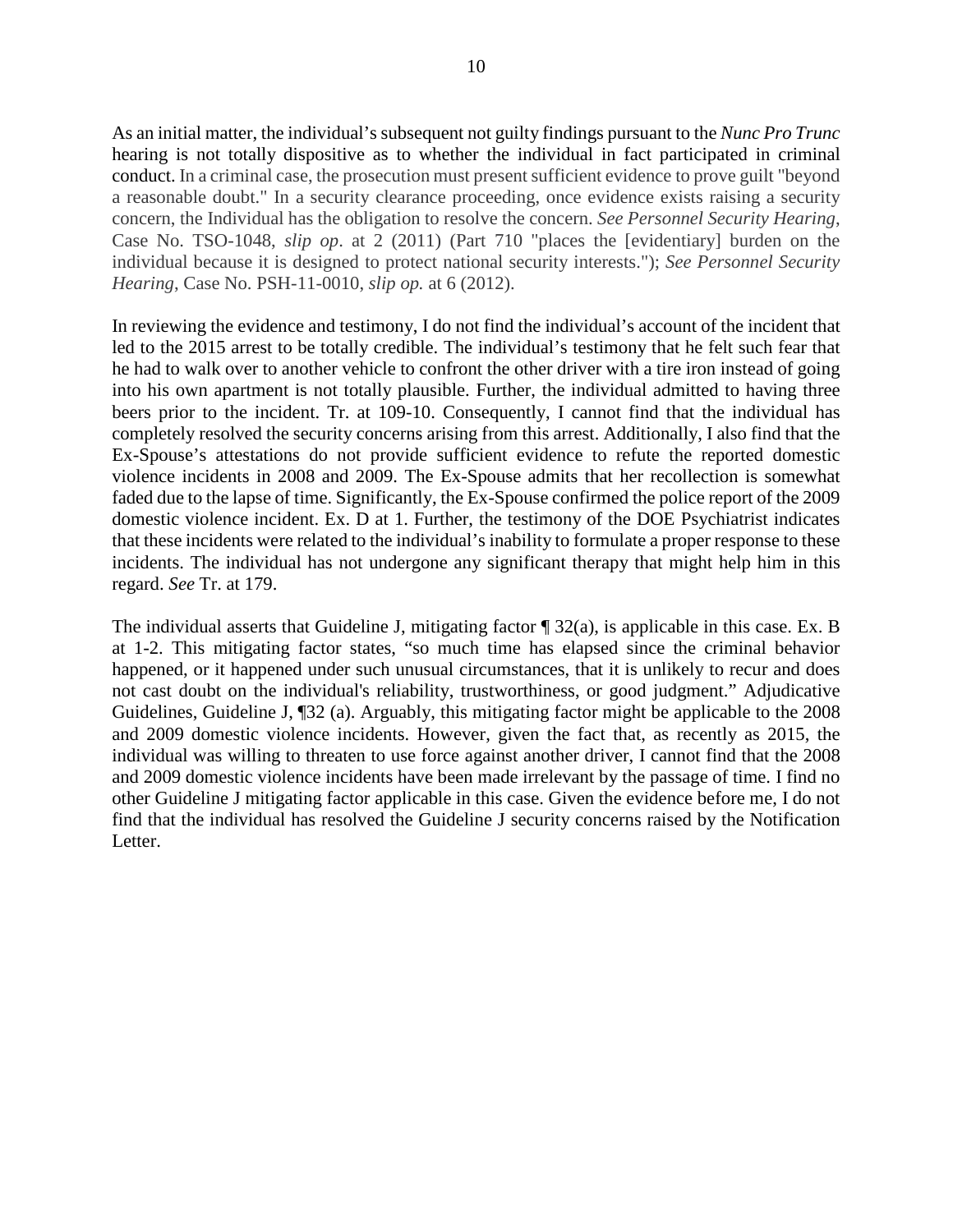As an initial matter, the individual's subsequent not guilty findings pursuant to the *Nunc Pro Trunc* hearing is not totally dispositive as to whether the individual in fact participated in criminal conduct. In a criminal case, the prosecution must present sufficient evidence to prove guilt "beyond a reasonable doubt." In a security clearance proceeding, once evidence exists raising a security concern, the Individual has the obligation to resolve the concern. *See Personnel Security Hearing*, Case No. TSO-1048, *slip op*. at 2 (2011) (Part 710 "places the [evidentiary] burden on the individual because it is designed to protect national security interests."); *See Personnel Security Hearing*, Case No. PSH-11-0010, *slip op.* at 6 (2012).

In reviewing the evidence and testimony, I do not find the individual's account of the incident that led to the 2015 arrest to be totally credible. The individual's testimony that he felt such fear that he had to walk over to another vehicle to confront the other driver with a tire iron instead of going into his own apartment is not totally plausible. Further, the individual admitted to having three beers prior to the incident. Tr. at 109-10. Consequently, I cannot find that the individual has completely resolved the security concerns arising from this arrest. Additionally, I also find that the Ex-Spouse's attestations do not provide sufficient evidence to refute the reported domestic violence incidents in 2008 and 2009. The Ex-Spouse admits that her recollection is somewhat faded due to the lapse of time. Significantly, the Ex-Spouse confirmed the police report of the 2009 domestic violence incident. Ex. D at 1. Further, the testimony of the DOE Psychiatrist indicates that these incidents were related to the individual's inability to formulate a proper response to these incidents. The individual has not undergone any significant therapy that might help him in this regard. *See* Tr. at 179.

The individual asserts that Guideline J, mitigating factor ¶ 32(a), is applicable in this case. Ex. B at 1-2. This mitigating factor states, "so much time has elapsed since the criminal behavior happened, or it happened under such unusual circumstances, that it is unlikely to recur and does not cast doubt on the individual's reliability, trustworthiness, or good judgment." Adjudicative Guidelines, Guideline J, ¶32 (a). Arguably, this mitigating factor might be applicable to the 2008 and 2009 domestic violence incidents. However, given the fact that, as recently as 2015, the individual was willing to threaten to use force against another driver, I cannot find that the 2008 and 2009 domestic violence incidents have been made irrelevant by the passage of time. I find no other Guideline J mitigating factor applicable in this case. Given the evidence before me, I do not find that the individual has resolved the Guideline J security concerns raised by the Notification Letter.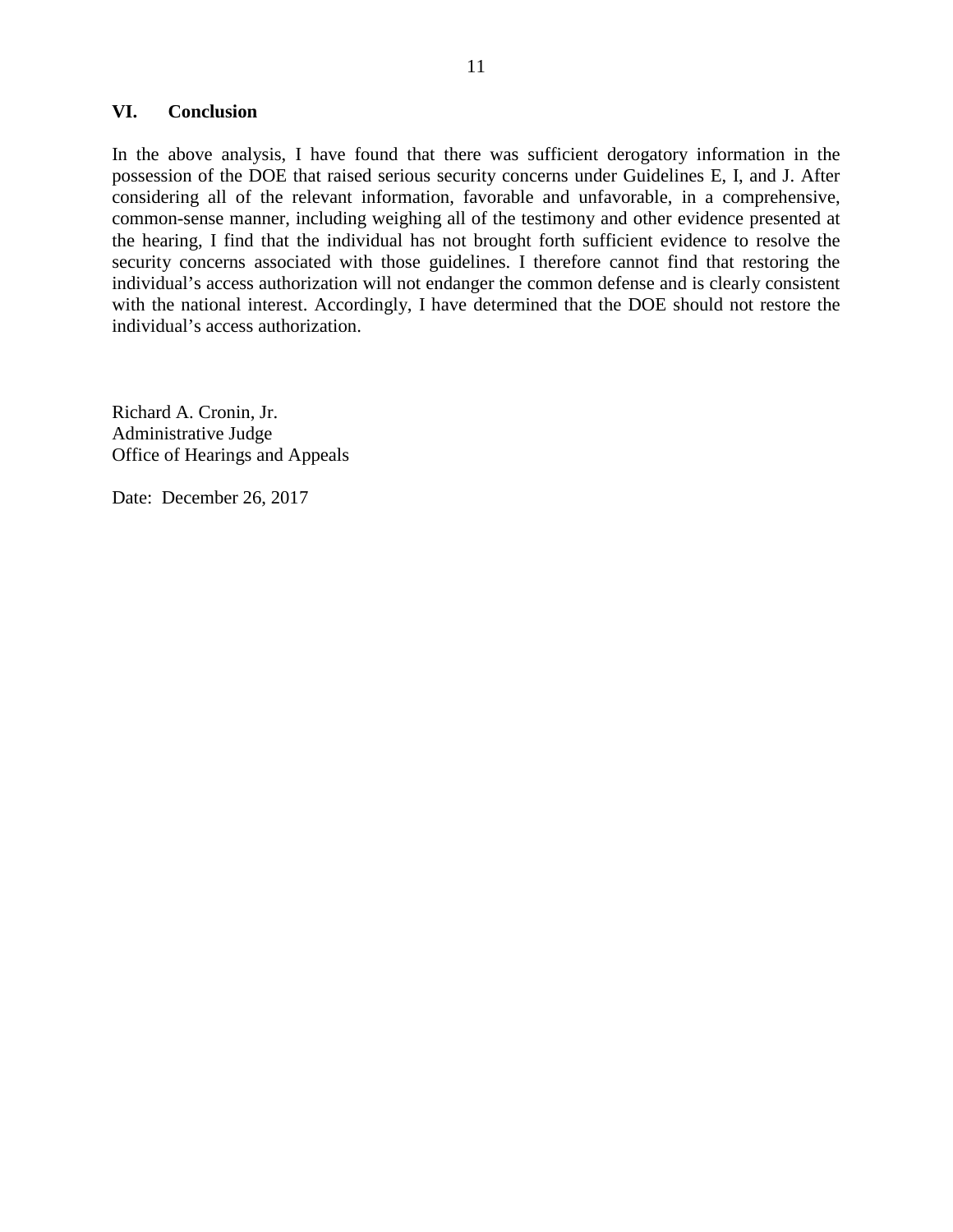## VI. Conclusion

In the above analysis, I have found that there was sufficient derogatory information in the possession of the DOE that raised serious security concerns under Guidelines E, I, and J. After considering all of the relevant information, favorable and unfavorable, in a comprehensive, common-sense manner, including weighing all of the testimony and other evidence presented at the hearing, I find that the individual has not brought forth sufficient evidence to resolve the security concerns associated with those guidelines. I therefore cannot find that restoring the individual's access authorization will not endanger the common defense and is clearly consistent with the national interest. Accordingly, I have determined that the DOE should not restore the individual's access authorization.

Richard A. Cronin, Jr.
Administrative Judge
Office of Hearings and Appeals

Date: December 26, 2017